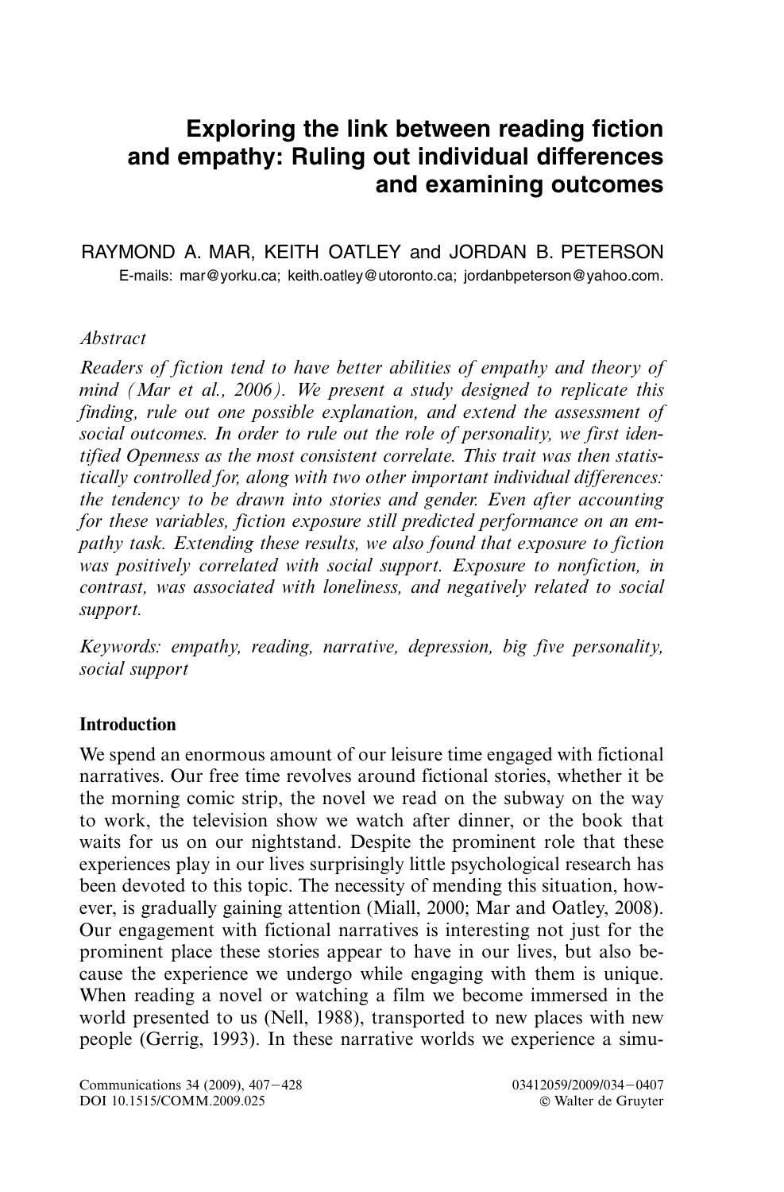# Exploring the link between reading fiction and empathy: Ruling out individual differences and examining outcomes

RAYMOND A. MAR, KEITH OATLEY and JORDAN B. PETERSON

E-mails: mar@yorku.ca; keith.oatley@utoronto.ca; jordanbpeterson@yahoo.com.

*Abstract*

*Readers of fiction tend to have better abilities of empathy and theory of mind (Mar et al., 2006). We present a study designed to replicate this finding, rule out one possible explanation, and extend the assessment of social outcomes. In order to rule out the role of personality, we first identified Openness as the most consistent correlate. This trait was then statistically controlled for, along with two other important individual differences: the tendency to be drawn into stories and gender. Even after accounting for these variables, fiction exposure still predicted performance on an empathy task. Extending these results, we also found that exposure to fiction was positively correlated with social support. Exposure to nonfiction, in contrast, was associated with loneliness, and negatively related to social support.*

*Keywords: empathy, reading, narrative, depression, big five personality, social support*

## Introduction

We spend an enormous amount of our leisure time engaged with fictional narratives. Our free time revolves around fictional stories, whether it be the morning comic strip, the novel we read on the subway on the way to work, the television show we watch after dinner, or the book that waits for us on our nightstand. Despite the prominent role that these experiences play in our lives surprisingly little psychological research has been devoted to this topic. The necessity of mending this situation, however, is gradually gaining attention (Miall, 2000; Mar and Oatley, 2008). Our engagement with fictional narratives is interesting not just for the prominent place these stories appear to have in our lives, but also because the experience we undergo while engaging with them is unique. When reading a novel or watching a film we become immersed in the world presented to us (Nell, 1988), transported to new places with new people (Gerrig, 1993). In these narrative worlds we experience a simu-

Communications 34 (2009), 407–428
DOI 10.1515/COMM.2009.025

03412059/2009/034–0407
© Walter de Gruyter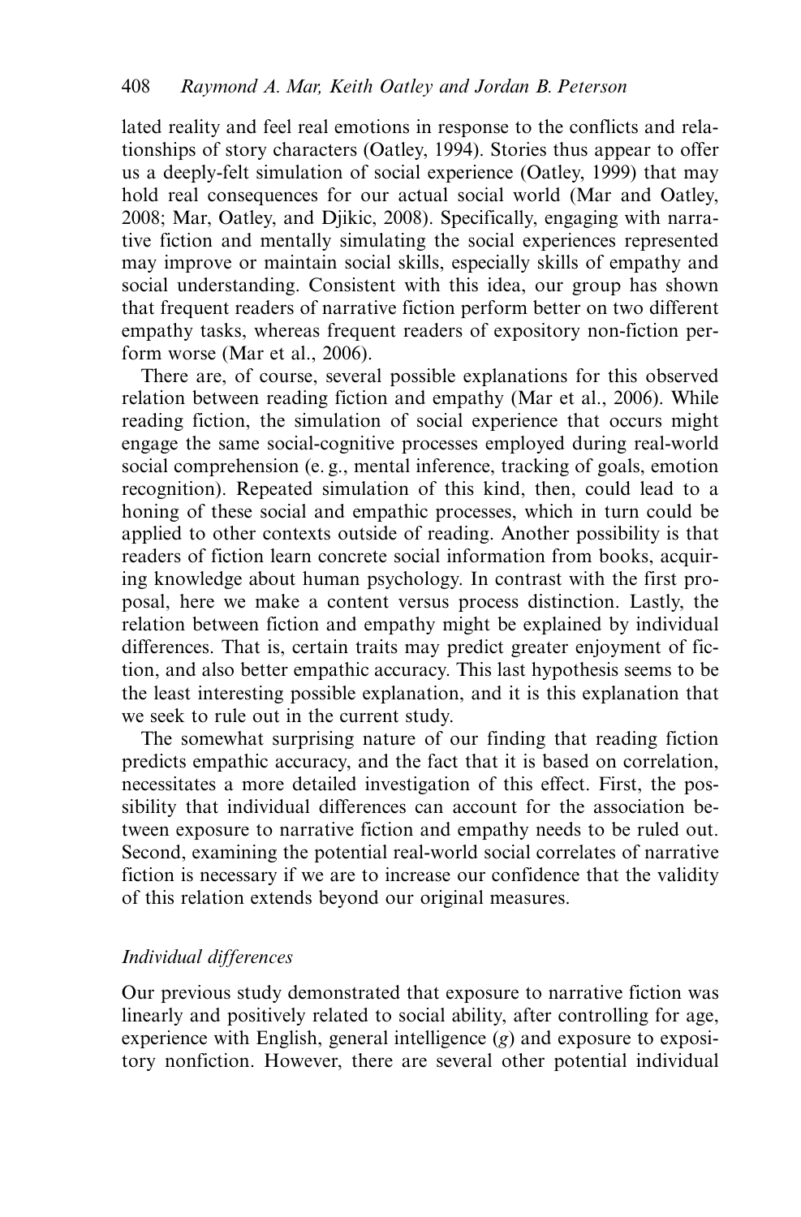lated reality and feel real emotions in response to the conflicts and relationships of story characters (Oatley, 1994). Stories thus appear to offer us a deeply-felt simulation of social experience (Oatley, 1999) that may hold real consequences for our actual social world (Mar and Oatley, 2008; Mar, Oatley, and Djikic, 2008). Specifically, engaging with narrative fiction and mentally simulating the social experiences represented may improve or maintain social skills, especially skills of empathy and social understanding. Consistent with this idea, our group has shown that frequent readers of narrative fiction perform better on two different empathy tasks, whereas frequent readers of expository non-fiction perform worse (Mar et al., 2006).

There are, of course, several possible explanations for this observed relation between reading fiction and empathy (Mar et al., 2006). While reading fiction, the simulation of social experience that occurs might engage the same social-cognitive processes employed during real-world social comprehension (e. g., mental inference, tracking of goals, emotion recognition). Repeated simulation of this kind, then, could lead to a honing of these social and empathic processes, which in turn could be applied to other contexts outside of reading. Another possibility is that readers of fiction learn concrete social information from books, acquiring knowledge about human psychology. In contrast with the first proposal, here we make a content versus process distinction. Lastly, the relation between fiction and empathy might be explained by individual differences. That is, certain traits may predict greater enjoyment of fiction, and also better empathic accuracy. This last hypothesis seems to be the least interesting possible explanation, and it is this explanation that we seek to rule out in the current study.

The somewhat surprising nature of our finding that reading fiction predicts empathic accuracy, and the fact that it is based on correlation, necessitates a more detailed investigation of this effect. First, the possibility that individual differences can account for the association between exposure to narrative fiction and empathy needs to be ruled out. Second, examining the potential real-world social correlates of narrative fiction is necessary if we are to increase our confidence that the validity of this relation extends beyond our original measures.

### *Individual differences*

Our previous study demonstrated that exposure to narrative fiction was linearly and positively related to social ability, after controlling for age, experience with English, general intelligence (*g*) and exposure to expository nonfiction. However, there are several other potential individual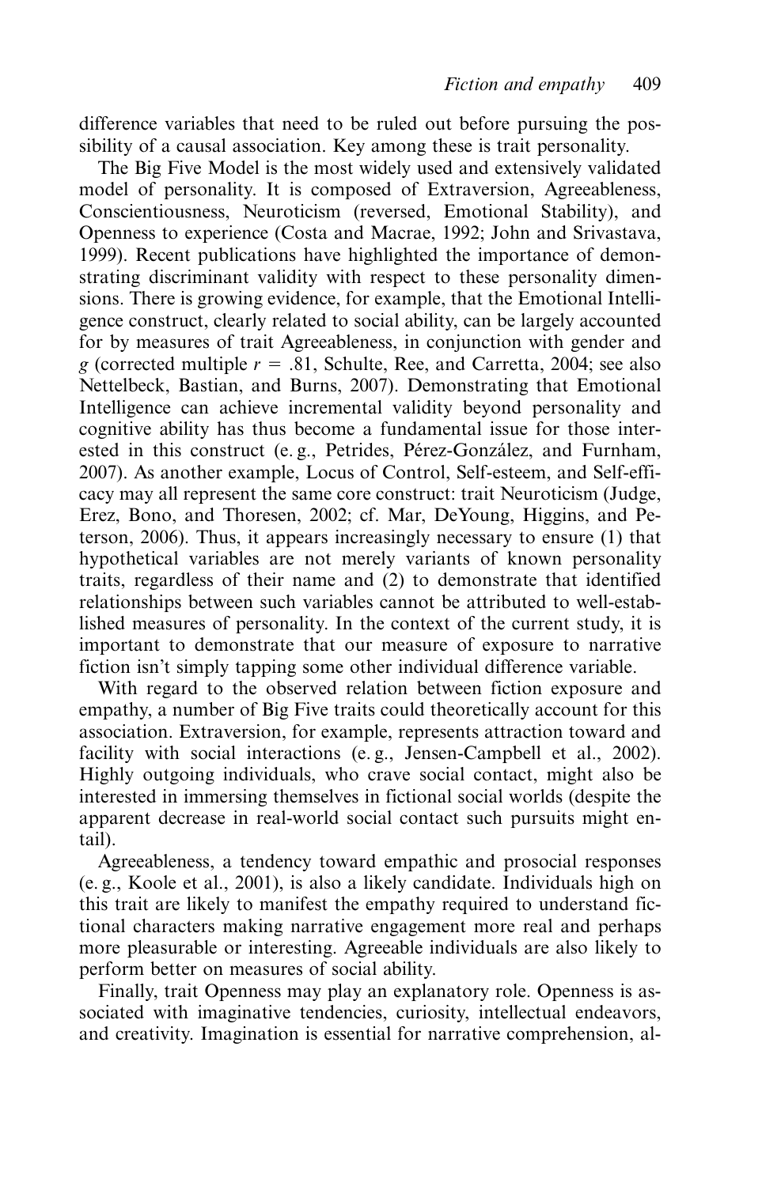difference variables that need to be ruled out before pursuing the possibility of a causal association. Key among these is trait personality.

The Big Five Model is the most widely used and extensively validated model of personality. It is composed of Extraversion, Agreeableness, Conscientiousness, Neuroticism (reversed, Emotional Stability), and Openness to experience (Costa and Macrae, 1992; John and Srivastava, 1999). Recent publications have highlighted the importance of demonstrating discriminant validity with respect to these personality dimensions. There is growing evidence, for example, that the Emotional Intelligence construct, clearly related to social ability, can be largely accounted for by measures of trait Agreeableness, in conjunction with gender and *g* (corrected multiple $r = .81$, Schulte, Ree, and Carretta, 2004; see also Nettelbeck, Bastian, and Burns, 2007). Demonstrating that Emotional Intelligence can achieve incremental validity beyond personality and cognitive ability has thus become a fundamental issue for those interested in this construct (e. g., Petrides, Pérez-González, and Furnham, 2007). As another example, Locus of Control, Self-esteem, and Self-efficacy may all represent the same core construct: trait Neuroticism (Judge, Erez, Bono, and Thoresen, 2002; cf. Mar, DeYoung, Higgins, and Peterson, 2006). Thus, it appears increasingly necessary to ensure (1) that hypothetical variables are not merely variants of known personality traits, regardless of their name and (2) to demonstrate that identified relationships between such variables cannot be attributed to well-established measures of personality. In the context of the current study, it is important to demonstrate that our measure of exposure to narrative fiction isn't simply tapping some other individual difference variable.

With regard to the observed relation between fiction exposure and empathy, a number of Big Five traits could theoretically account for this association. Extraversion, for example, represents attraction toward and facility with social interactions (e. g., Jensen-Campbell et al., 2002). Highly outgoing individuals, who crave social contact, might also be interested in immersing themselves in fictional social worlds (despite the apparent decrease in real-world social contact such pursuits might entail).

Agreeableness, a tendency toward empathic and prosocial responses (e. g., Koole et al., 2001), is also a likely candidate. Individuals high on this trait are likely to manifest the empathy required to understand fictional characters making narrative engagement more real and perhaps more pleasurable or interesting. Agreeable individuals are also likely to perform better on measures of social ability.

Finally, trait Openness may play an explanatory role. Openness is associated with imaginative tendencies, curiosity, intellectual endeavors, and creativity. Imagination is essential for narrative comprehension, al-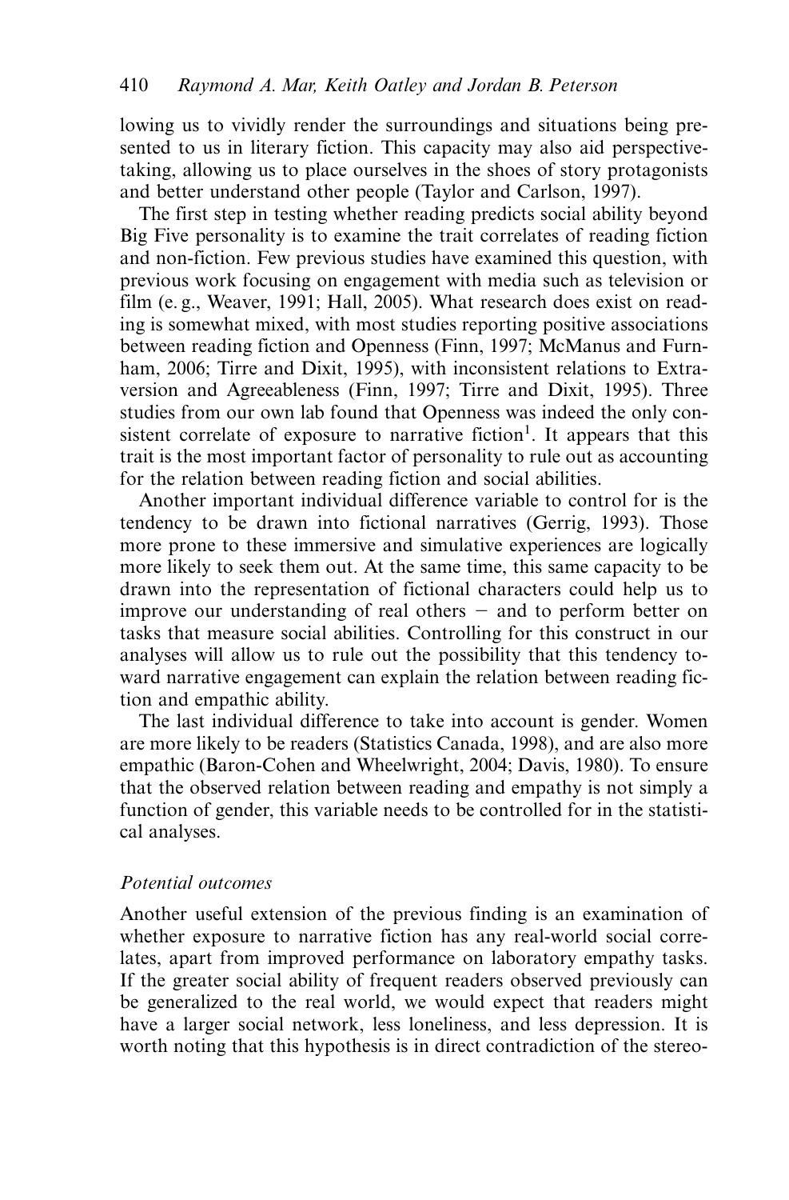lowing us to vividly render the surroundings and situations being presented to us in literary fiction. This capacity may also aid perspective-taking, allowing us to place ourselves in the shoes of story protagonists and better understand other people (Taylor and Carlson, 1997).

The first step in testing whether reading predicts social ability beyond Big Five personality is to examine the trait correlates of reading fiction and non-fiction. Few previous studies have examined this question, with previous work focusing on engagement with media such as television or film (e. g., Weaver, 1991; Hall, 2005). What research does exist on reading is somewhat mixed, with most studies reporting positive associations between reading fiction and Openness (Finn, 1997; McManus and Furnham, 2006; Tirre and Dixit, 1995), with inconsistent relations to Extraversion and Agreeableness (Finn, 1997; Tirre and Dixit, 1995). Three studies from our own lab found that Openness was indeed the only consistent correlate of exposure to narrative fiction[1]. It appears that this trait is the most important factor of personality to rule out as accounting for the relation between reading fiction and social abilities.

Another important individual difference variable to control for is the tendency to be drawn into fictional narratives (Gerrig, 1993). Those more prone to these immersive and simulative experiences are logically more likely to seek them out. At the same time, this same capacity to be drawn into the representation of fictional characters could help us to improve our understanding of real others – and to perform better on tasks that measure social abilities. Controlling for this construct in our analyses will allow us to rule out the possibility that this tendency toward narrative engagement can explain the relation between reading fiction and empathic ability.

The last individual difference to take into account is gender. Women are more likely to be readers (Statistics Canada, 1998), and are also more empathic (Baron-Cohen and Wheelwright, 2004; Davis, 1980). To ensure that the observed relation between reading and empathy is not simply a function of gender, this variable needs to be controlled for in the statistical analyses.

### *Potential outcomes*

Another useful extension of the previous finding is an examination of whether exposure to narrative fiction has any real-world social correlates, apart from improved performance on laboratory empathy tasks. If the greater social ability of frequent readers observed previously can be generalized to the real world, we would expect that readers might have a larger social network, less loneliness, and less depression. It is worth noting that this hypothesis is in direct contradiction of the stereo-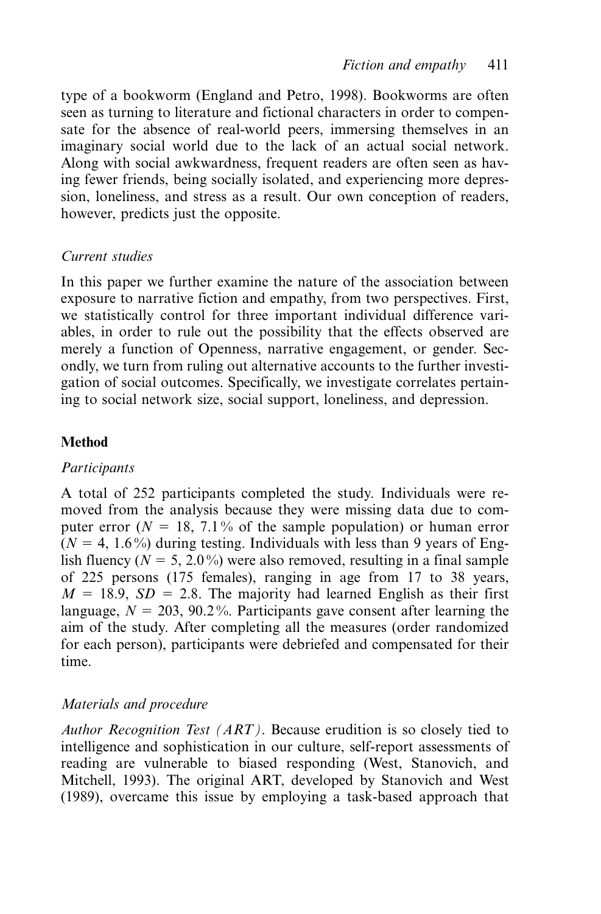type of a bookworm (England and Petro, 1998). Bookworms are often seen as turning to literature and fictional characters in order to compensate for the absence of real-world peers, immersing themselves in an imaginary social world due to the lack of an actual social network. Along with social awkwardness, frequent readers are often seen as having fewer friends, being socially isolated, and experiencing more depression, loneliness, and stress as a result. Our own conception of readers, however, predicts just the opposite.

### *Current studies*

In this paper we further examine the nature of the association between exposure to narrative fiction and empathy, from two perspectives. First, we statistically control for three important individual difference variables, in order to rule out the possibility that the effects observed are merely a function of Openness, narrative engagement, or gender. Secondly, we turn from ruling out alternative accounts to the further investigation of social outcomes. Specifically, we investigate correlates pertaining to social network size, social support, loneliness, and depression.

## Method

### *Participants*

A total of 252 participants completed the study. Individuals were removed from the analysis because they were missing data due to computer error ($N = 18$, 7.1% of the sample population) or human error ($N = 4$, 1.6%) during testing. Individuals with less than 9 years of English fluency ($N = 5$, 2.0%) were also removed, resulting in a final sample of 225 persons (175 females), ranging in age from 17 to 38 years, $M = 18.9$, $SD = 2.8$. The majority had learned English as their first language, $N = 203$, 90.2%. Participants gave consent after learning the aim of the study. After completing all the measures (order randomized for each person), participants were debriefed and compensated for their time.

### *Materials and procedure*

*Author Recognition Test (ART)*. Because erudition is so closely tied to intelligence and sophistication in our culture, self-report assessments of reading are vulnerable to biased responding (West, Stanovich, and Mitchell, 1993). The original ART, developed by Stanovich and West (1989), overcame this issue by employing a task-based approach that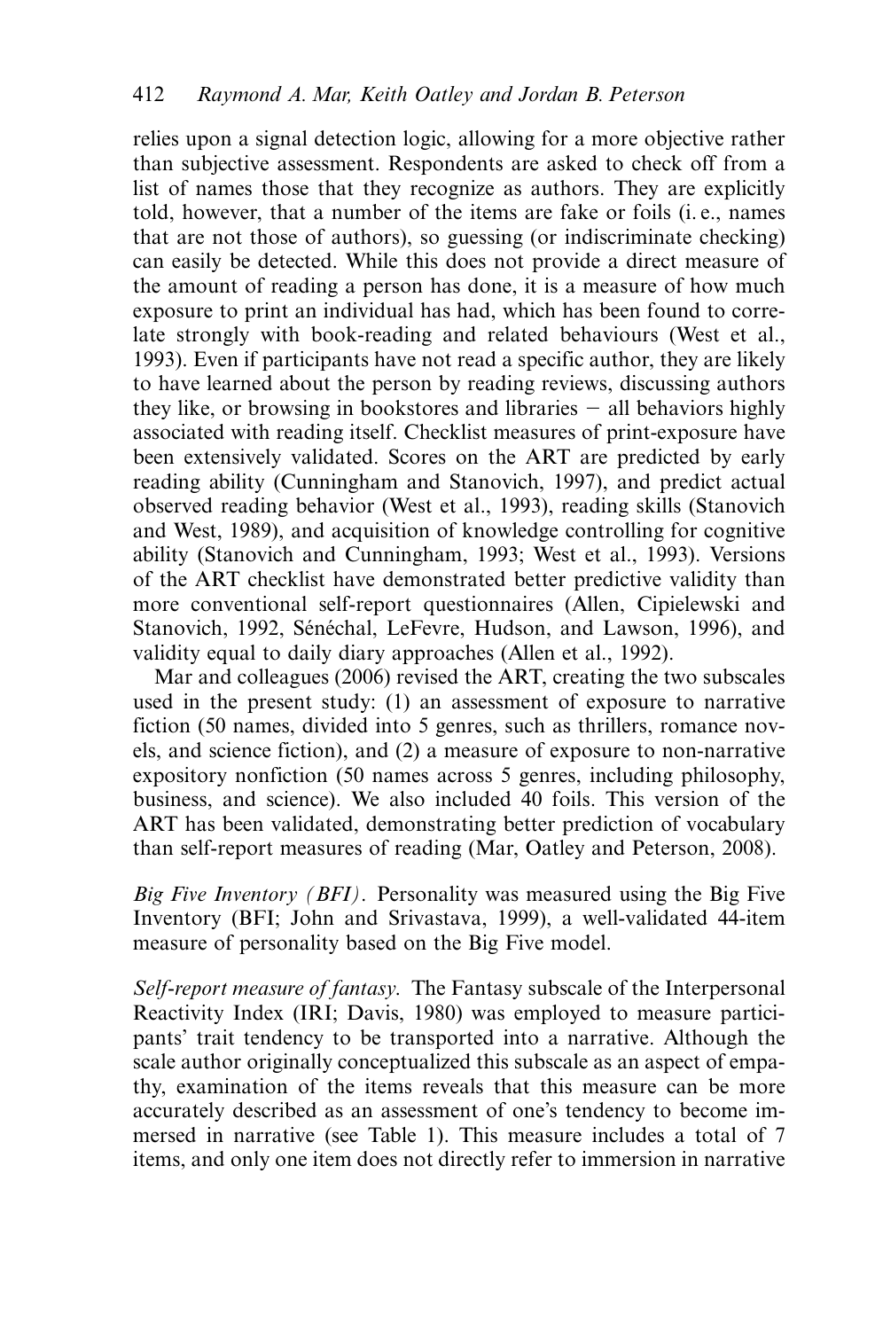relies upon a signal detection logic, allowing for a more objective rather than subjective assessment. Respondents are asked to check off from a list of names those that they recognize as authors. They are explicitly told, however, that a number of the items are fake or foils (i. e., names that are not those of authors), so guessing (or indiscriminate checking) can easily be detected. While this does not provide a direct measure of the amount of reading a person has done, it is a measure of how much exposure to print an individual has had, which has been found to correlate strongly with book-reading and related behaviours (West et al., 1993). Even if participants have not read a specific author, they are likely to have learned about the person by reading reviews, discussing authors they like, or browsing in bookstores and libraries – all behaviors highly associated with reading itself. Checklist measures of print-exposure have been extensively validated. Scores on the ART are predicted by early reading ability (Cunningham and Stanovich, 1997), and predict actual observed reading behavior (West et al., 1993), reading skills (Stanovich and West, 1989), and acquisition of knowledge controlling for cognitive ability (Stanovich and Cunningham, 1993; West et al., 1993). Versions of the ART checklist have demonstrated better predictive validity than more conventional self-report questionnaires (Allen, Cipielewski and Stanovich, 1992, Sénéchal, LeFevre, Hudson, and Lawson, 1996), and validity equal to daily diary approaches (Allen et al., 1992).

Mar and colleagues (2006) revised the ART, creating the two subscales used in the present study: (1) an assessment of exposure to narrative fiction (50 names, divided into 5 genres, such as thrillers, romance novels, and science fiction), and (2) a measure of exposure to non-narrative expository nonfiction (50 names across 5 genres, including philosophy, business, and science). We also included 40 foils. This version of the ART has been validated, demonstrating better prediction of vocabulary than self-report measures of reading (Mar, Oatley and Peterson, 2008).

*Big Five Inventory (BFI)*. Personality was measured using the Big Five Inventory (BFI; John and Srivastava, 1999), a well-validated 44-item measure of personality based on the Big Five model.

*Self-report measure of fantasy*. The Fantasy subscale of the Interpersonal Reactivity Index (IRI; Davis, 1980) was employed to measure participants' trait tendency to be transported into a narrative. Although the scale author originally conceptualized this subscale as an aspect of empathy, examination of the items reveals that this measure can be more accurately described as an assessment of one's tendency to become immersed in narrative (see Table 1). This measure includes a total of 7 items, and only one item does not directly refer to immersion in narrative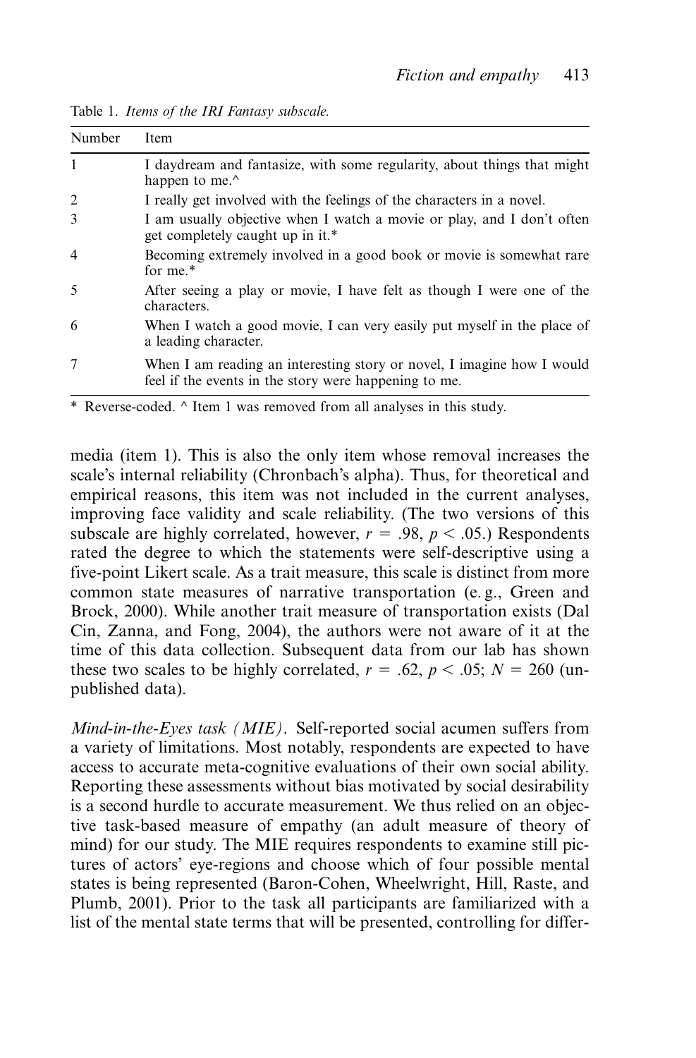Table 1. *Items of the IRI Fantasy subscale.*

| Number | Item |
|---|---|
| 1 | I daydream and fantasize, with some regularity, about things that might happen to me.^ |
| 2 | I really get involved with the feelings of the characters in a novel. |
| 3 | I am usually objective when I watch a movie or play, and I don't often get completely caught up in it.* |
| 4 | Becoming extremely involved in a good book or movie is somewhat rare for me.* |
| 5 | After seeing a play or movie, I have felt as though I were one of the characters. |
| 6 | When I watch a good movie, I can very easily put myself in the place of a leading character. |
| 7 | When I am reading an interesting story or novel, I imagine how I would feel if the events in the story were happening to me. |

* Reverse-coded. ^ Item 1 was removed from all analyses in this study.

media (item 1). This is also the only item whose removal increases the scale's internal reliability (Chronbach's alpha). Thus, for theoretical and empirical reasons, this item was not included in the current analyses, improving face validity and scale reliability. (The two versions of this subscale are highly correlated, however, $r = .98$, $p < .05$.) Respondents rated the degree to which the statements were self-descriptive using a five-point Likert scale. As a trait measure, this scale is distinct from more common state measures of narrative transportation (e. g., Green and Brock, 2000). While another trait measure of transportation exists (Dal Cin, Zanna, and Fong, 2004), the authors were not aware of it at the time of this data collection. Subsequent data from our lab has shown these two scales to be highly correlated, $r = .62$, $p < .05$; $N = 260$ (unpublished data).

*Mind-in-the-Eyes task (MIE).* Self-reported social acumen suffers from a variety of limitations. Most notably, respondents are expected to have access to accurate meta-cognitive evaluations of their own social ability. Reporting these assessments without bias motivated by social desirability is a second hurdle to accurate measurement. We thus relied on an objective task-based measure of empathy (an adult measure of theory of mind) for our study. The MIE requires respondents to examine still pictures of actors' eye-regions and choose which of four possible mental states is being represented (Baron-Cohen, Wheelwright, Hill, Raste, and Plumb, 2001). Prior to the task all participants are familiarized with a list of the mental state terms that will be presented, controlling for differ-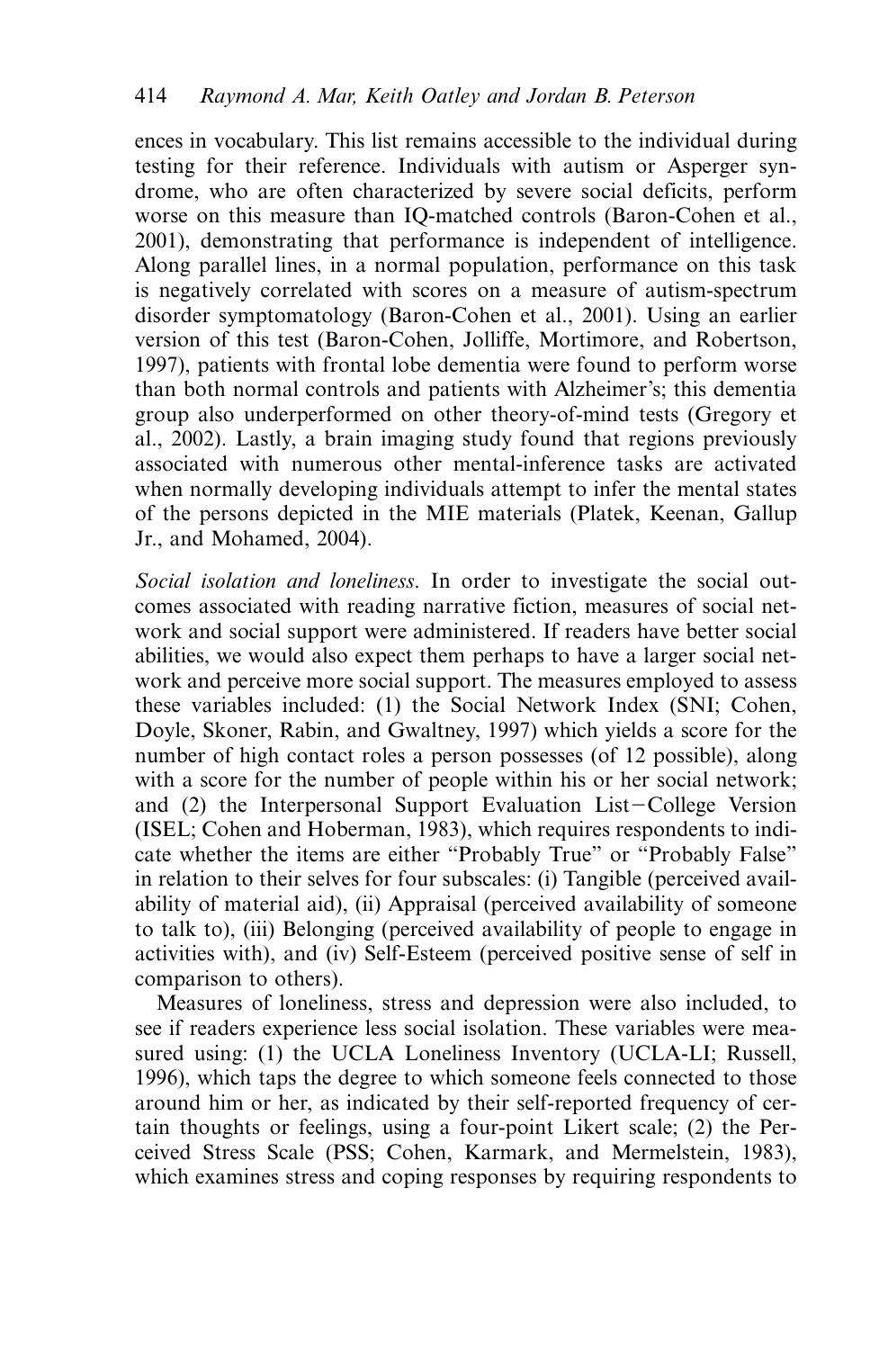ences in vocabulary. This list remains accessible to the individual during testing for their reference. Individuals with autism or Asperger syndrome, who are often characterized by severe social deficits, perform worse on this measure than IQ-matched controls (Baron-Cohen et al., 2001), demonstrating that performance is independent of intelligence. Along parallel lines, in a normal population, performance on this task is negatively correlated with scores on a measure of autism-spectrum disorder symptomatology (Baron-Cohen et al., 2001). Using an earlier version of this test (Baron-Cohen, Jolliffe, Mortimore, and Robertson, 1997), patients with frontal lobe dementia were found to perform worse than both normal controls and patients with Alzheimer's; this dementia group also underperformed on other theory-of-mind tests (Gregory et al., 2002). Lastly, a brain imaging study found that regions previously associated with numerous other mental-inference tasks are activated when normally developing individuals attempt to infer the mental states of the persons depicted in the MIE materials (Platek, Keenan, Gallup Jr., and Mohamed, 2004).

*Social isolation and loneliness*. In order to investigate the social outcomes associated with reading narrative fiction, measures of social network and social support were administered. If readers have better social abilities, we would also expect them perhaps to have a larger social network and perceive more social support. The measures employed to assess these variables included: (1) the Social Network Index (SNI; Cohen, Doyle, Skoner, Rabin, and Gwaltney, 1997) which yields a score for the number of high contact roles a person possesses (of 12 possible), along with a score for the number of people within his or her social network; and (2) the Interpersonal Support Evaluation List−College Version (ISEL; Cohen and Hoberman, 1983), which requires respondents to indicate whether the items are either "Probably True" or "Probably False" in relation to their selves for four subscales: (i) Tangible (perceived availability of material aid), (ii) Appraisal (perceived availability of someone to talk to), (iii) Belonging (perceived availability of people to engage in activities with), and (iv) Self-Esteem (perceived positive sense of self in comparison to others).

Measures of loneliness, stress and depression were also included, to see if readers experience less social isolation. These variables were measured using: (1) the UCLA Loneliness Inventory (UCLA-LI; Russell, 1996), which taps the degree to which someone feels connected to those around him or her, as indicated by their self-reported frequency of certain thoughts or feelings, using a four-point Likert scale; (2) the Perceived Stress Scale (PSS; Cohen, Karmark, and Mermelstein, 1983), which examines stress and coping responses by requiring respondents to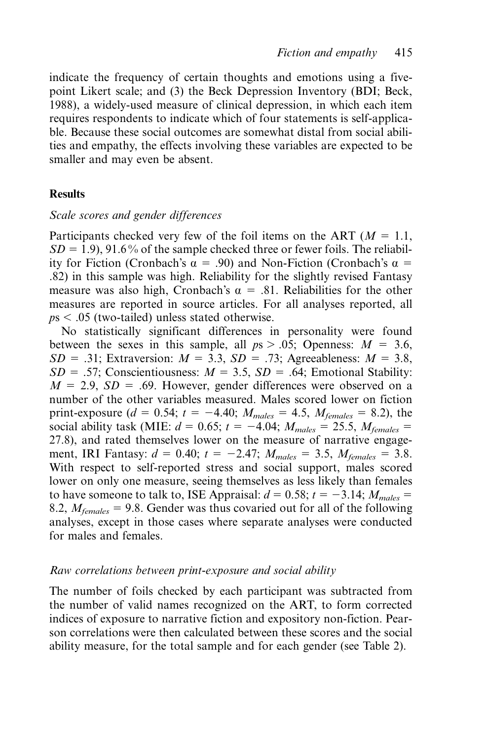indicate the frequency of certain thoughts and emotions using a five-point Likert scale; and (3) the Beck Depression Inventory (BDI; Beck, 1988), a widely-used measure of clinical depression, in which each item requires respondents to indicate which of four statements is self-applicable. Because these social outcomes are somewhat distal from social abilities and empathy, the effects involving these variables are expected to be smaller and may even be absent.

## Results

### *Scale scores and gender differences*

Participants checked very few of the foil items on the ART ($M$ = 1.1, $SD$ = 1.9), 91.6% of the sample checked three or fewer foils. The reliability for Fiction (Cronbach's $\alpha$ = .90) and Non-Fiction (Cronbach's $\alpha$ = .82) in this sample was high. Reliability for the slightly revised Fantasy measure was also high, Cronbach's $\alpha$ = .81. Reliabilities for the other measures are reported in source articles. For all analyses reported, all $p$s < .05 (two-tailed) unless stated otherwise.

No statistically significant differences in personality were found between the sexes in this sample, all $p$s > .05; Openness: $M$ = 3.6, $SD$ = .31; Extraversion: $M$ = 3.3, $SD$ = .73; Agreeableness: $M$ = 3.8, $SD$ = .57; Conscientiousness: $M$ = 3.5, $SD$ = .64; Emotional Stability: $M$ = 2.9, $SD$ = .69. However, gender differences were observed on a number of the other variables measured. Males scored lower on fiction print-exposure ($d$ = 0.54; $t$ = −4.40; $M_{males}$ = 4.5, $M_{females}$ = 8.2), the social ability task (MIE: $d$ = 0.65; $t$ = −4.04; $M_{males}$ = 25.5, $M_{females}$ = 27.8), and rated themselves lower on the measure of narrative engagement, IRI Fantasy: $d$ = 0.40; $t$ = −2.47; $M_{males}$ = 3.5, $M_{females}$ = 3.8. With respect to self-reported stress and social support, males scored lower on only one measure, seeing themselves as less likely than females to have someone to talk to, ISE Appraisal: $d$ = 0.58; $t$ = −3.14; $M_{males}$ = 8.2, $M_{females}$ = 9.8. Gender was thus covaried out for all of the following analyses, except in those cases where separate analyses were conducted for males and females.

### *Raw correlations between print-exposure and social ability*

The number of foils checked by each participant was subtracted from the number of valid names recognized on the ART, to form corrected indices of exposure to narrative fiction and expository non-fiction. Pearson correlations were then calculated between these scores and the social ability measure, for the total sample and for each gender (see Table 2).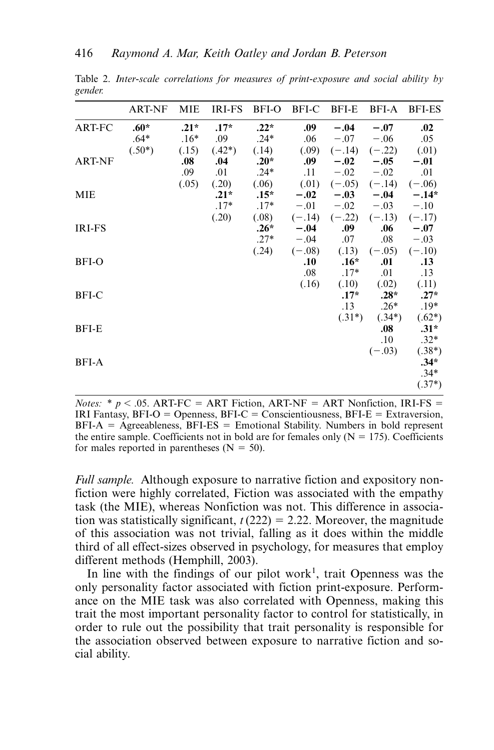Table 2. *Inter-scale correlations for measures of print-exposure and social ability by gender.*

| | ART-NF | MIE | IRI-FS | BFI-O | BFI-C | BFI-E | BFI-A | BFI-ES |
|---|---|---|---|---|---|---|---|---|
| ART-FC | **.60*** | **.21*** | **.17*** | **.22*** | **.09** | **−.04** | **−.07** | **.02** |
| | .64* | .16* | .09 | .24* | .06 | −.07 | −.06 | .05 |
| | (.50*) | (.15) | (.42*) | (.14) | (.09) | (−.14) | (−.22) | (.01) |
| ART-NF | | **.08** | **.04** | **.20*** | **.09** | **−.02** | **−.05** | **−.01** |
| | | .09 | .01 | .24* | .11 | −.02 | −.02 | .01 |
| | | (.05) | (.20) | (.06) | (.01) | (−.05) | (−.14) | (−.06) |
| MIE | | | **.21*** | **.15*** | **−.02** | **−.03** | **−.04** | **−.14*** |
| | | | .17* | .17* | −.01 | −.02 | −.03 | −.10 |
| | | | (.20) | (.08) | (−.14) | (−.22) | (−.13) | (−.17) |
| IRI-FS | | | | **.26*** | **−.04** | **.09** | **.06** | **−.07** |
| | | | | .27* | −.04 | .07 | .08 | −.03 |
| | | | | (.24) | (−.08) | (.13) | (−.05) | (−.10) |
| BFI-O | | | | | **.10** | **.16*** | **.01** | **.13** |
| | | | | | .08 | .17* | .01 | .13 |
| | | | | | (.16) | (.10) | (.02) | (.11) |
| BFI-C | | | | | | **.17*** | **.28*** | **.27*** |
| | | | | | | .13 | .26* | .19* |
| | | | | | | (.31*) | (.34*) | (.62*) |
| BFI-E | | | | | | | **.08** | **.31*** |
| | | | | | | | .10 | .32* |
| | | | | | | | (−.03) | (.38*) |
| BFI-A | | | | | | | | **.34*** |
| | | | | | | | | .34* |
| | | | | | | | | (.37*) |

*Notes:* * $p < .05$. ART-FC = ART Fiction, ART-NF = ART Nonfiction, IRI-FS = IRI Fantasy, BFI-O = Openness, BFI-C = Conscientiousness, BFI-E = Extraversion, BFI-A = Agreeableness, BFI-ES = Emotional Stability. Numbers in bold represent the entire sample. Coefficients not in bold are for females only (N = 175). Coefficients for males reported in parentheses (N = 50).

*Full sample.* Although exposure to narrative fiction and expository nonfiction were highly correlated, Fiction was associated with the empathy task (the MIE), whereas Nonfiction was not. This difference in association was statistically significant, $t(222) = 2.22$. Moreover, the magnitude of this association was not trivial, falling as it does within the middle third of all effect-sizes observed in psychology, for measures that employ different methods (Hemphill, 2003).

In line with the findings of our pilot work[1], trait Openness was the only personality factor associated with fiction print-exposure. Performance on the MIE task was also correlated with Openness, making this trait the most important personality factor to control for statistically, in order to rule out the possibility that trait personality is responsible for the association observed between exposure to narrative fiction and social ability.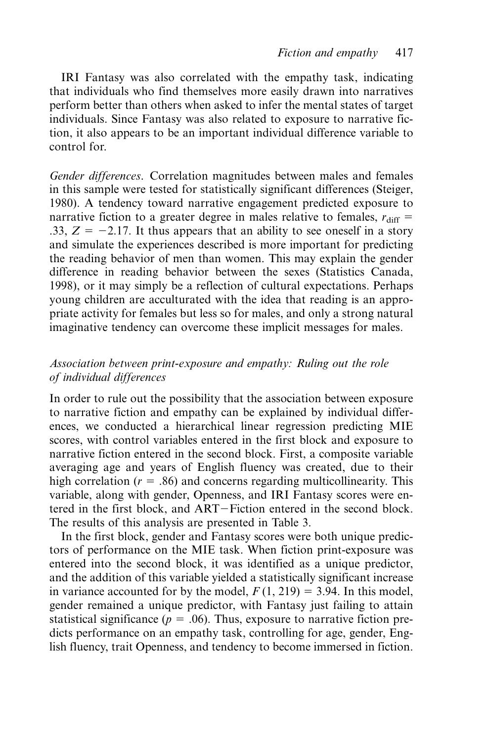IRI Fantasy was also correlated with the empathy task, indicating that individuals who find themselves more easily drawn into narratives perform better than others when asked to infer the mental states of target individuals. Since Fantasy was also related to exposure to narrative fiction, it also appears to be an important individual difference variable to control for.

*Gender differences*. Correlation magnitudes between males and females in this sample were tested for statistically significant differences (Steiger, 1980). A tendency toward narrative engagement predicted exposure to narrative fiction to a greater degree in males relative to females, $r_{\text{diff}} = .33$, $Z = -2.17$. It thus appears that an ability to see oneself in a story and simulate the experiences described is more important for predicting the reading behavior of men than women. This may explain the gender difference in reading behavior between the sexes (Statistics Canada, 1998), or it may simply be a reflection of cultural expectations. Perhaps young children are acculturated with the idea that reading is an appropriate activity for females but less so for males, and only a strong natural imaginative tendency can overcome these implicit messages for males.

### *Association between print-exposure and empathy: Ruling out the role of individual differences*

In order to rule out the possibility that the association between exposure to narrative fiction and empathy can be explained by individual differences, we conducted a hierarchical linear regression predicting MIE scores, with control variables entered in the first block and exposure to narrative fiction entered in the second block. First, a composite variable averaging age and years of English fluency was created, due to their high correlation ($r = .86$) and concerns regarding multicollinearity. This variable, along with gender, Openness, and IRI Fantasy scores were entered in the first block, and ART−Fiction entered in the second block. The results of this analysis are presented in Table 3.

In the first block, gender and Fantasy scores were both unique predictors of performance on the MIE task. When fiction print-exposure was entered into the second block, it was identified as a unique predictor, and the addition of this variable yielded a statistically significant increase in variance accounted for by the model, $F(1, 219) = 3.94$. In this model, gender remained a unique predictor, with Fantasy just failing to attain statistical significance ($p = .06$). Thus, exposure to narrative fiction predicts performance on an empathy task, controlling for age, gender, English fluency, trait Openness, and tendency to become immersed in fiction.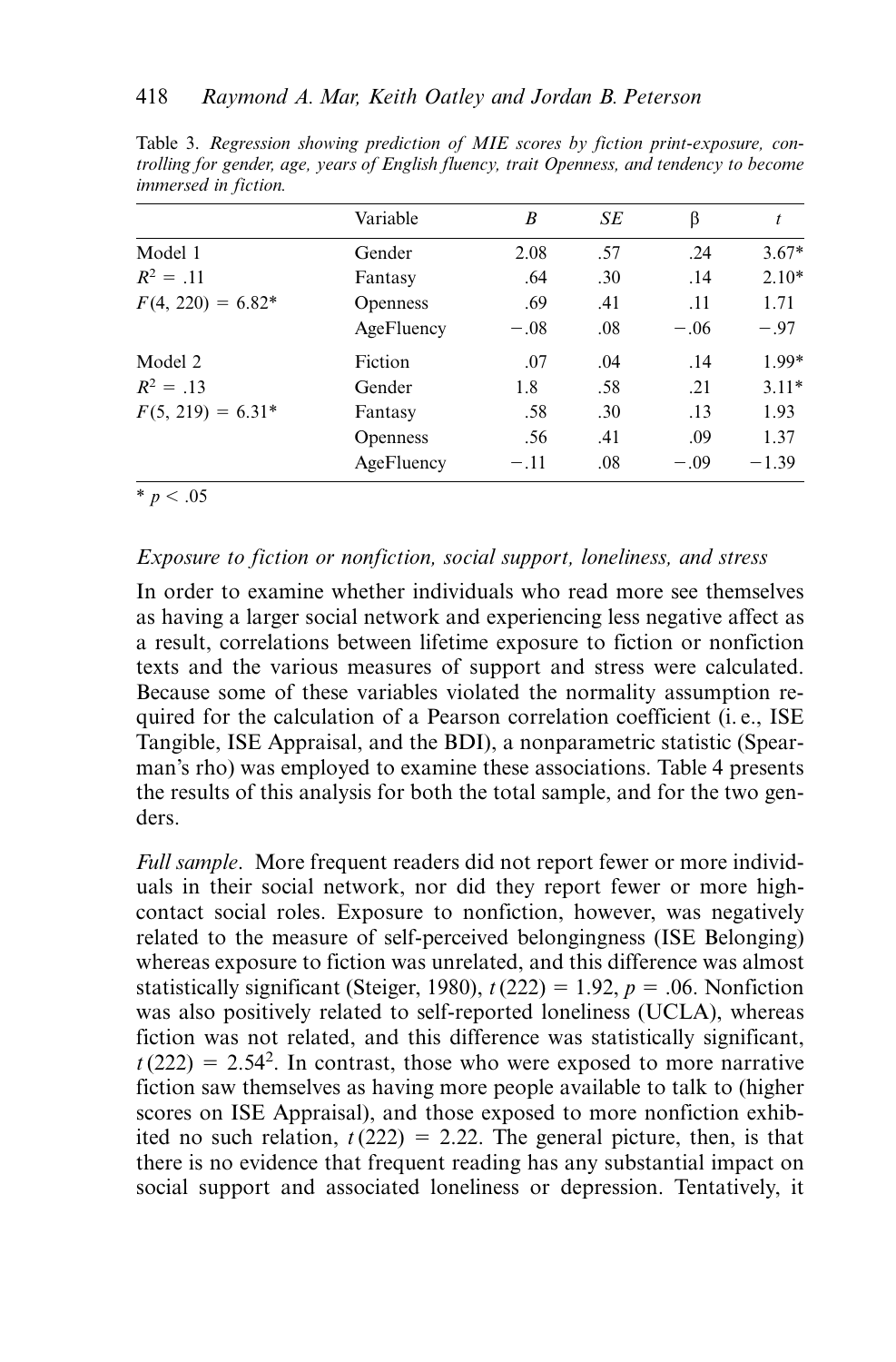Table 3. *Regression showing prediction of MIE scores by fiction print-exposure, controlling for gender, age, years of English fluency, trait Openness, and tendency to become immersed in fiction.*

| | Variable | *B* | *SE* | β | *t* |
|---|---|---|---|---|---|
| Model 1 | Gender | 2.08 | .57 | .24 | 3.67* |
| $R^2 = .11$ | Fantasy | .64 | .30 | .14 | 2.10* |
| $F(4, 220) = 6.82$* | Openness | .69 | .41 | .11 | 1.71 |
| | AgeFluency | −.08 | .08 | −.06 | −.97 |
| Model 2 | Fiction | .07 | .04 | .14 | 1.99* |
| $R^2 = .13$ | Gender | 1.8 | .58 | .21 | 3.11* |
| $F(5, 219) = 6.31$* | Fantasy | .58 | .30 | .13 | 1.93 |
| | Openness | .56 | .41 | .09 | 1.37 |
| | AgeFluency | −.11 | .08 | −.09 | −1.39 |

* $p < .05$

### *Exposure to fiction or nonfiction, social support, loneliness, and stress*

In order to examine whether individuals who read more see themselves as having a larger social network and experiencing less negative affect as a result, correlations between lifetime exposure to fiction or nonfiction texts and the various measures of support and stress were calculated. Because some of these variables violated the normality assumption required for the calculation of a Pearson correlation coefficient (i. e., ISE Tangible, ISE Appraisal, and the BDI), a nonparametric statistic (Spearman's rho) was employed to examine these associations. Table 4 presents the results of this analysis for both the total sample, and for the two genders.

*Full sample*. More frequent readers did not report fewer or more individuals in their social network, nor did they report fewer or more high-contact social roles. Exposure to nonfiction, however, was negatively related to the measure of self-perceived belongingness (ISE Belonging) whereas exposure to fiction was unrelated, and this difference was almost statistically significant (Steiger, 1980), $t(222) = 1.92$, $p = .06$. Nonfiction was also positively related to self-reported loneliness (UCLA), whereas fiction was not related, and this difference was statistically significant, $t(222) = 2.54$[2]. In contrast, those who were exposed to more narrative fiction saw themselves as having more people available to talk to (higher scores on ISE Appraisal), and those exposed to more nonfiction exhibited no such relation, $t(222) = 2.22$. The general picture, then, is that there is no evidence that frequent reading has any substantial impact on social support and associated loneliness or depression. Tentatively, it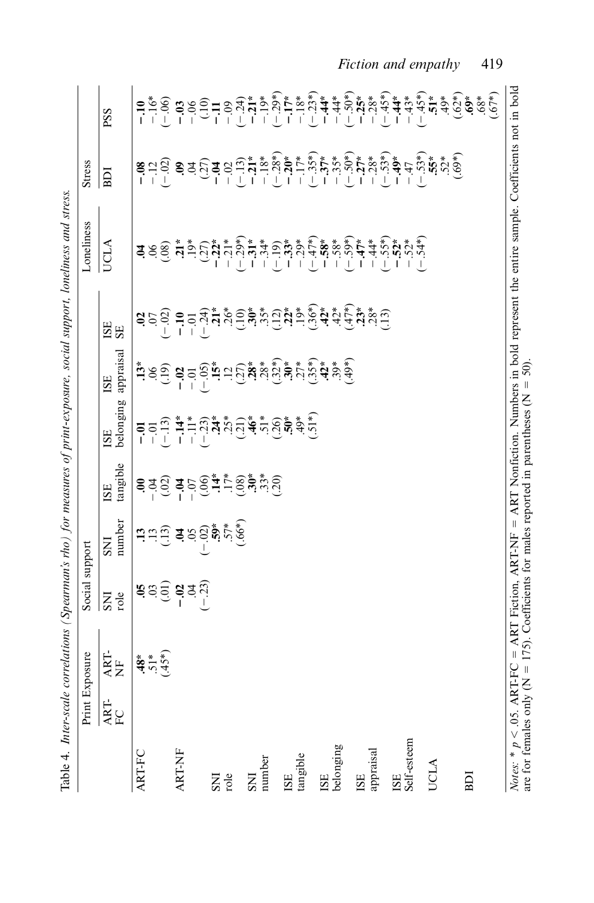Table 4. *Inter-scale correlations (Spearman's rho) for measures of print-exposure, social support, loneliness and stress.*

| | Print Exposure | | Social support | | | | | | Loneliness | Stress | |
|---|---|---|---|---|---|---|---|---|---|---|---|
| | ART-FC | ART-NF | SNI role | SNI number | ISE tangible | ISE belonging | ISE appraisal | ISE SE | UCLA | BDI | PSS |
| ART-FC | | **.48*** | **.05** | **.13** | **.00** | **−.01** | **.13*** | **.02** | **.04** | **−.08** | **−.10** |
| | | .51* | .03 | .13 | −.04 | −.01 | .06 | .07 | .06 | −.12 | −.16* |
| | | (.45*) | (.01) | (.13) | (.02) | (−.13) | (.19) | (−.02) | (.08) | (−.02) | (−.06) |
| ART-NF | | | **−.02** | **.04** | **−.04** | **−.14*** | **−.02** | **−.10** | **.21*** | **.09** | **−.03** |
| | | | .04 | .05 | −.07 | −.11* | −.01 | −.01 | .19* | .04 | −.06 |
| | | | (−.23) | (−.02) | (.06) | (−.23) | (−.05) | (−.24) | (.27) | (.27) | (.10) |
| SNI role | | | | **.59*** | **.14*** | **.24*** | **.15*** | **.21*** | **−.22*** | **−.04** | **−.11** |
| | | | | .57* | .17* | .25* | .12 | .26* | −.21* | −.02 | −.09 |
| | | | | (.66*) | (.08) | (.21) | (.27) | (.10) | (−.29*) | (−.13) | (−.24) |
| SNI number | | | | | **.30*** | **.46*** | **.28*** | **.30*** | **−.31*** | **−.21*** | **−.21*** |
| | | | | | .33* | .51* | .28* | .35* | −.34* | −.18* | −.19* |
| | | | | | (.20) | (.26) | (.32*) | (.12) | (−.19) | (−.28*) | (−.29*) |
| ISE tangible | | | | | | **.50*** | **.30*** | **.22*** | **−.33*** | **−.20*** | **−.17*** |
| | | | | | | .49* | .27* | .19* | −.29* | −.17* | −.18* |
| | | | | | | (.51*) | (.35*) | (.36*) | (−.47*) | (−.35*) | (−.23*) |
| ISE belonging | | | | | | | **.42*** | **.42*** | **−.58*** | **−.37*** | **−.44*** |
| | | | | | | | .39* | .42* | −.58* | −.35* | −.44* |
| | | | | | | | (.49*) | (.47*) | (−.59*) | (−.50*) | (−.50*) |
| ISE appraisal | | | | | | | | **.23*** | **−.47*** | **−.27*** | **−.25*** |
| | | | | | | | | .28* | −.44* | −.28* | −.28* |
| | | | | | | | | (.13) | (−.55*) | (−.53*) | (−.45*) |
| ISE Self-esteem | | | | | | | | | **−.52*** | **−.49*** | **−.44*** |
| | | | | | | | | | −.52* | −.47 | −.43* |
| | | | | | | | | | (−.54*) | (−.53*) | (−.45*) |
| UCLA | | | | | | | | | | **.55*** | **.51*** |
| | | | | | | | | | | .52* | .49* |
| | | | | | | | | | | (.69*) | (.62*) |
| BDI | | | | | | | | | | | **.69*** |
| | | | | | | | | | | | .68* |
| | | | | | | | | | | | (.67*) |

*Notes:* * $p < .05$. ART-FC = ART Fiction, ART-NF = ART Nonfiction. Numbers in bold represent the entire sample. Coefficients not in bold are for females only ($N = 175$). Coefficients for males reported in parentheses ($N = 50$).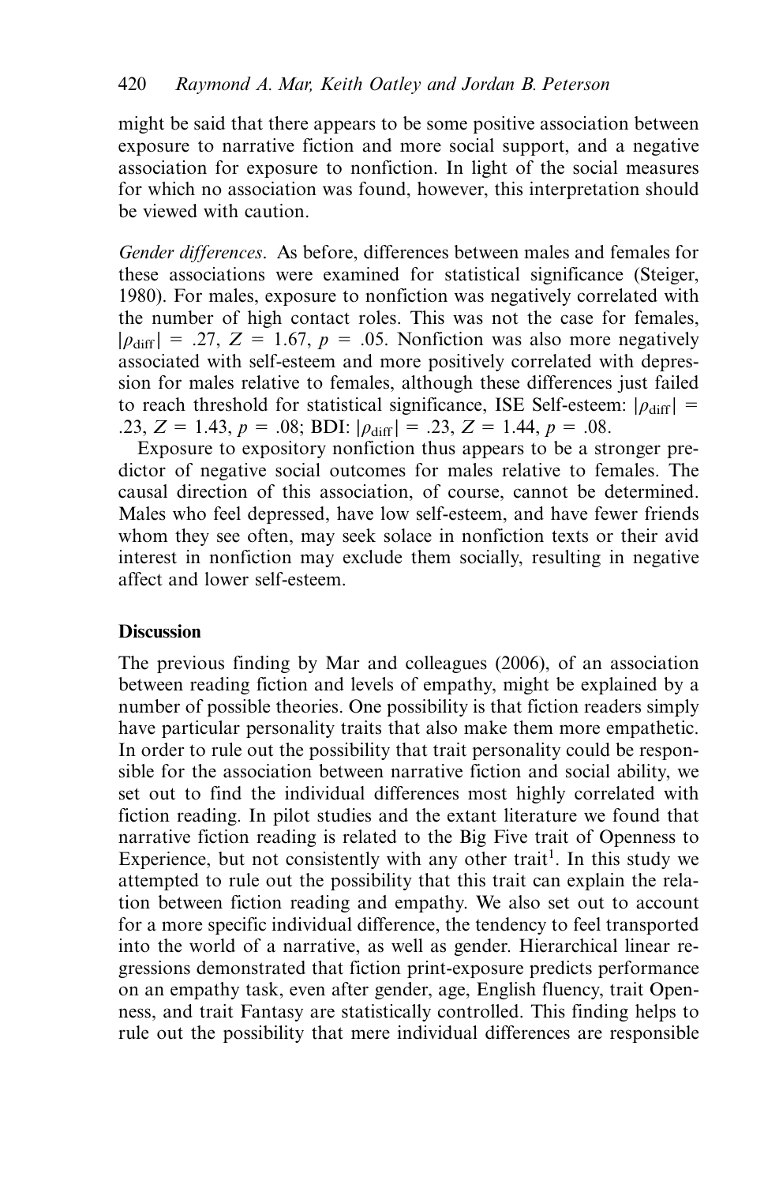might be said that there appears to be some positive association between exposure to narrative fiction and more social support, and a negative association for exposure to nonfiction. In light of the social measures for which no association was found, however, this interpretation should be viewed with caution.

*Gender differences*. As before, differences between males and females for these associations were examined for statistical significance (Steiger, 1980). For males, exposure to nonfiction was negatively correlated with the number of high contact roles. This was not the case for females, $|\rho_{\text{diff}}| = .27$, $Z = 1.67$, $p = .05$. Nonfiction was also more negatively associated with self-esteem and more positively correlated with depression for males relative to females, although these differences just failed to reach threshold for statistical significance, ISE Self-esteem: $|\rho_{\text{diff}}| = .23$, $Z = 1.43$, $p = .08$; BDI: $|\rho_{\text{diff}}| = .23$, $Z = 1.44$, $p = .08$.

Exposure to expository nonfiction thus appears to be a stronger predictor of negative social outcomes for males relative to females. The causal direction of this association, of course, cannot be determined. Males who feel depressed, have low self-esteem, and have fewer friends whom they see often, may seek solace in nonfiction texts or their avid interest in nonfiction may exclude them socially, resulting in negative affect and lower self-esteem.

## Discussion

The previous finding by Mar and colleagues (2006), of an association between reading fiction and levels of empathy, might be explained by a number of possible theories. One possibility is that fiction readers simply have particular personality traits that also make them more empathetic. In order to rule out the possibility that trait personality could be responsible for the association between narrative fiction and social ability, we set out to find the individual differences most highly correlated with fiction reading. In pilot studies and the extant literature we found that narrative fiction reading is related to the Big Five trait of Openness to Experience, but not consistently with any other trait[1]. In this study we attempted to rule out the possibility that this trait can explain the relation between fiction reading and empathy. We also set out to account for a more specific individual difference, the tendency to feel transported into the world of a narrative, as well as gender. Hierarchical linear regressions demonstrated that fiction print-exposure predicts performance on an empathy task, even after gender, age, English fluency, trait Openness, and trait Fantasy are statistically controlled. This finding helps to rule out the possibility that mere individual differences are responsible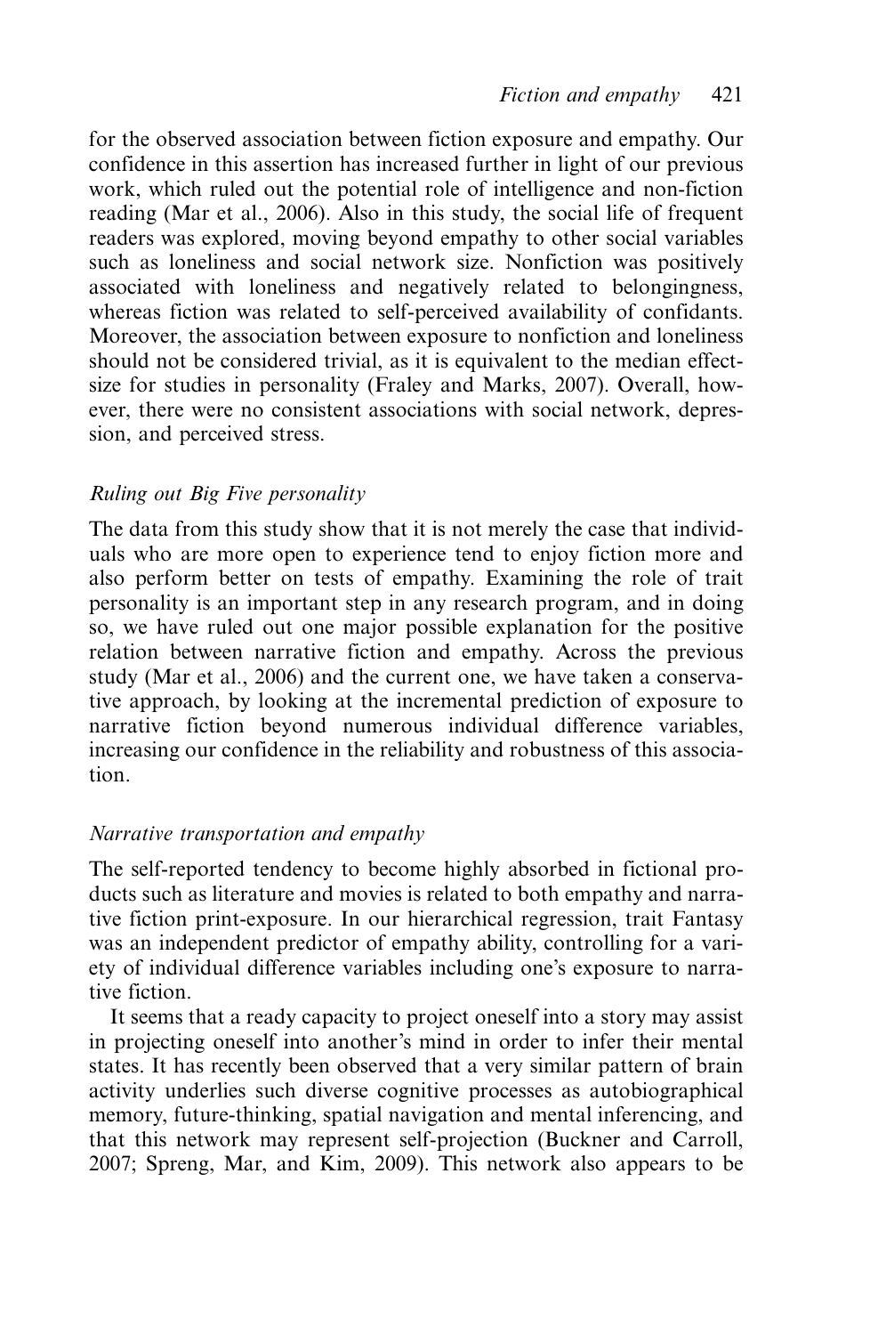for the observed association between fiction exposure and empathy. Our confidence in this assertion has increased further in light of our previous work, which ruled out the potential role of intelligence and non-fiction reading (Mar et al., 2006). Also in this study, the social life of frequent readers was explored, moving beyond empathy to other social variables such as loneliness and social network size. Nonfiction was positively associated with loneliness and negatively related to belongingness, whereas fiction was related to self-perceived availability of confidants. Moreover, the association between exposure to nonfiction and loneliness should not be considered trivial, as it is equivalent to the median effect-size for studies in personality (Fraley and Marks, 2007). Overall, however, there were no consistent associations with social network, depression, and perceived stress.

### *Ruling out Big Five personality*

The data from this study show that it is not merely the case that individuals who are more open to experience tend to enjoy fiction more and also perform better on tests of empathy. Examining the role of trait personality is an important step in any research program, and in doing so, we have ruled out one major possible explanation for the positive relation between narrative fiction and empathy. Across the previous study (Mar et al., 2006) and the current one, we have taken a conservative approach, by looking at the incremental prediction of exposure to narrative fiction beyond numerous individual difference variables, increasing our confidence in the reliability and robustness of this association.

### *Narrative transportation and empathy*

The self-reported tendency to become highly absorbed in fictional products such as literature and movies is related to both empathy and narrative fiction print-exposure. In our hierarchical regression, trait Fantasy was an independent predictor of empathy ability, controlling for a variety of individual difference variables including one's exposure to narrative fiction.

It seems that a ready capacity to project oneself into a story may assist in projecting oneself into another's mind in order to infer their mental states. It has recently been observed that a very similar pattern of brain activity underlies such diverse cognitive processes as autobiographical memory, future-thinking, spatial navigation and mental inferencing, and that this network may represent self-projection (Buckner and Carroll, 2007; Spreng, Mar, and Kim, 2009). This network also appears to be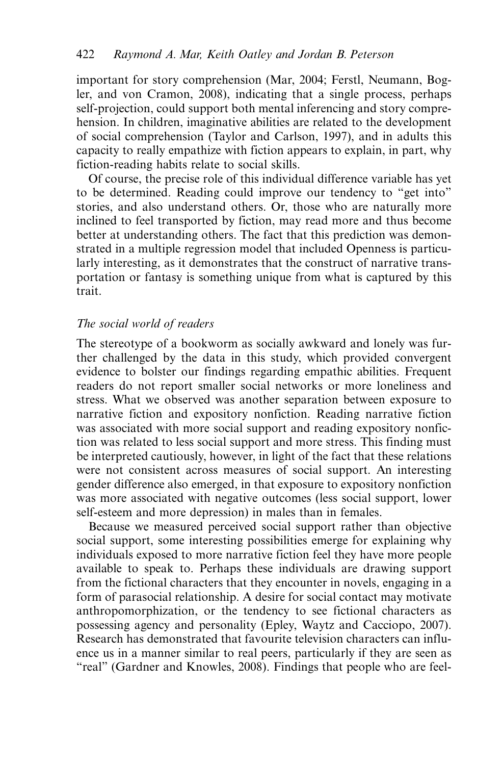important for story comprehension (Mar, 2004; Ferstl, Neumann, Bogler, and von Cramon, 2008), indicating that a single process, perhaps self-projection, could support both mental inferencing and story comprehension. In children, imaginative abilities are related to the development of social comprehension (Taylor and Carlson, 1997), and in adults this capacity to really empathize with fiction appears to explain, in part, why fiction-reading habits relate to social skills.

Of course, the precise role of this individual difference variable has yet to be determined. Reading could improve our tendency to "get into" stories, and also understand others. Or, those who are naturally more inclined to feel transported by fiction, may read more and thus become better at understanding others. The fact that this prediction was demonstrated in a multiple regression model that included Openness is particularly interesting, as it demonstrates that the construct of narrative transportation or fantasy is something unique from what is captured by this trait.

### *The social world of readers*

The stereotype of a bookworm as socially awkward and lonely was further challenged by the data in this study, which provided convergent evidence to bolster our findings regarding empathic abilities. Frequent readers do not report smaller social networks or more loneliness and stress. What we observed was another separation between exposure to narrative fiction and expository nonfiction. Reading narrative fiction was associated with more social support and reading expository nonfiction was related to less social support and more stress. This finding must be interpreted cautiously, however, in light of the fact that these relations were not consistent across measures of social support. An interesting gender difference also emerged, in that exposure to expository nonfiction was more associated with negative outcomes (less social support, lower self-esteem and more depression) in males than in females.

Because we measured perceived social support rather than objective social support, some interesting possibilities emerge for explaining why individuals exposed to more narrative fiction feel they have more people available to speak to. Perhaps these individuals are drawing support from the fictional characters that they encounter in novels, engaging in a form of parasocial relationship. A desire for social contact may motivate anthropomorphization, or the tendency to see fictional characters as possessing agency and personality (Epley, Waytz and Cacciopo, 2007). Research has demonstrated that favourite television characters can influence us in a manner similar to real peers, particularly if they are seen as "real" (Gardner and Knowles, 2008). Findings that people who are feel-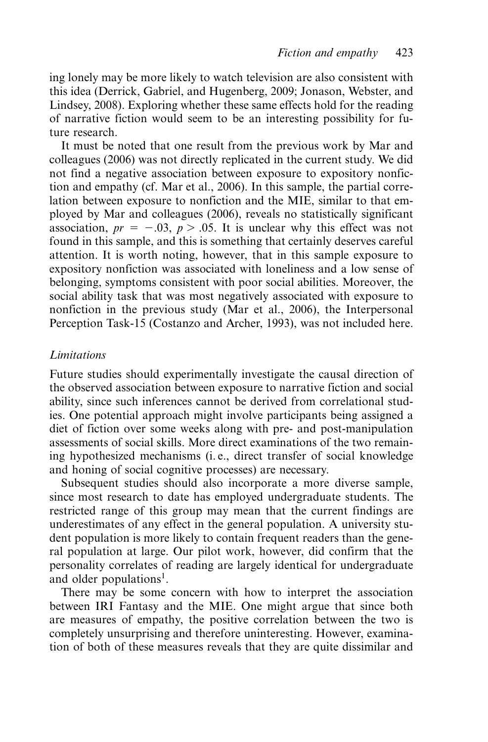ing lonely may be more likely to watch television are also consistent with this idea (Derrick, Gabriel, and Hugenberg, 2009; Jonason, Webster, and Lindsey, 2008). Exploring whether these same effects hold for the reading of narrative fiction would seem to be an interesting possibility for future research.

It must be noted that one result from the previous work by Mar and colleagues (2006) was not directly replicated in the current study. We did not find a negative association between exposure to expository nonfiction and empathy (cf. Mar et al., 2006). In this sample, the partial correlation between exposure to nonfiction and the MIE, similar to that employed by Mar and colleagues (2006), reveals no statistically significant association, $pr = -.03$, $p > .05$. It is unclear why this effect was not found in this sample, and this is something that certainly deserves careful attention. It is worth noting, however, that in this sample exposure to expository nonfiction was associated with loneliness and a low sense of belonging, symptoms consistent with poor social abilities. Moreover, the social ability task that was most negatively associated with exposure to nonfiction in the previous study (Mar et al., 2006), the Interpersonal Perception Task-15 (Costanzo and Archer, 1993), was not included here.

### *Limitations*

Future studies should experimentally investigate the causal direction of the observed association between exposure to narrative fiction and social ability, since such inferences cannot be derived from correlational studies. One potential approach might involve participants being assigned a diet of fiction over some weeks along with pre- and post-manipulation assessments of social skills. More direct examinations of the two remaining hypothesized mechanisms (i. e., direct transfer of social knowledge and honing of social cognitive processes) are necessary.

Subsequent studies should also incorporate a more diverse sample, since most research to date has employed undergraduate students. The restricted range of this group may mean that the current findings are underestimates of any effect in the general population. A university student population is more likely to contain frequent readers than the general population at large. Our pilot work, however, did confirm that the personality correlates of reading are largely identical for undergraduate and older populations[1].

There may be some concern with how to interpret the association between IRI Fantasy and the MIE. One might argue that since both are measures of empathy, the positive correlation between the two is completely unsurprising and therefore uninteresting. However, examination of both of these measures reveals that they are quite dissimilar and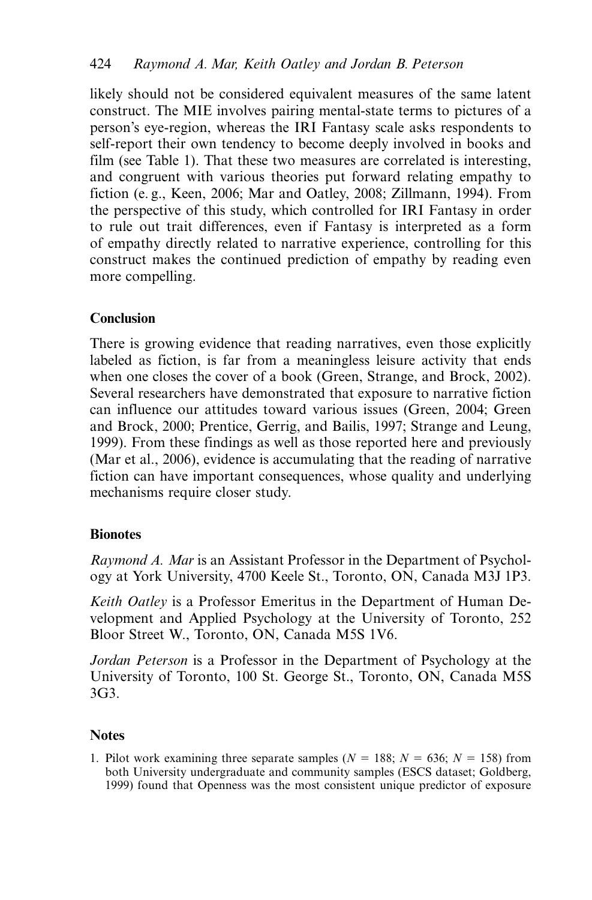likely should not be considered equivalent measures of the same latent construct. The MIE involves pairing mental-state terms to pictures of a person's eye-region, whereas the IRI Fantasy scale asks respondents to self-report their own tendency to become deeply involved in books and film (see Table 1). That these two measures are correlated is interesting, and congruent with various theories put forward relating empathy to fiction (e. g., Keen, 2006; Mar and Oatley, 2008; Zillmann, 1994). From the perspective of this study, which controlled for IRI Fantasy in order to rule out trait differences, even if Fantasy is interpreted as a form of empathy directly related to narrative experience, controlling for this construct makes the continued prediction of empathy by reading even more compelling.

## Conclusion

There is growing evidence that reading narratives, even those explicitly labeled as fiction, is far from a meaningless leisure activity that ends when one closes the cover of a book (Green, Strange, and Brock, 2002). Several researchers have demonstrated that exposure to narrative fiction can influence our attitudes toward various issues (Green, 2004; Green and Brock, 2000; Prentice, Gerrig, and Bailis, 1997; Strange and Leung, 1999). From these findings as well as those reported here and previously (Mar et al., 2006), evidence is accumulating that the reading of narrative fiction can have important consequences, whose quality and underlying mechanisms require closer study.

## Bionotes

*Raymond A. Mar* is an Assistant Professor in the Department of Psychology at York University, 4700 Keele St., Toronto, ON, Canada M3J 1P3.

*Keith Oatley* is a Professor Emeritus in the Department of Human Development and Applied Psychology at the University of Toronto, 252 Bloor Street W., Toronto, ON, Canada M5S 1V6.

*Jordan Peterson* is a Professor in the Department of Psychology at the University of Toronto, 100 St. George St., Toronto, ON, Canada M5S 3G3.

## Notes

1. Pilot work examining three separate samples ($N$ = 188; $N$ = 636; $N$ = 158) from both University undergraduate and community samples (ESCS dataset; Goldberg, 1999) found that Openness was the most consistent unique predictor of exposure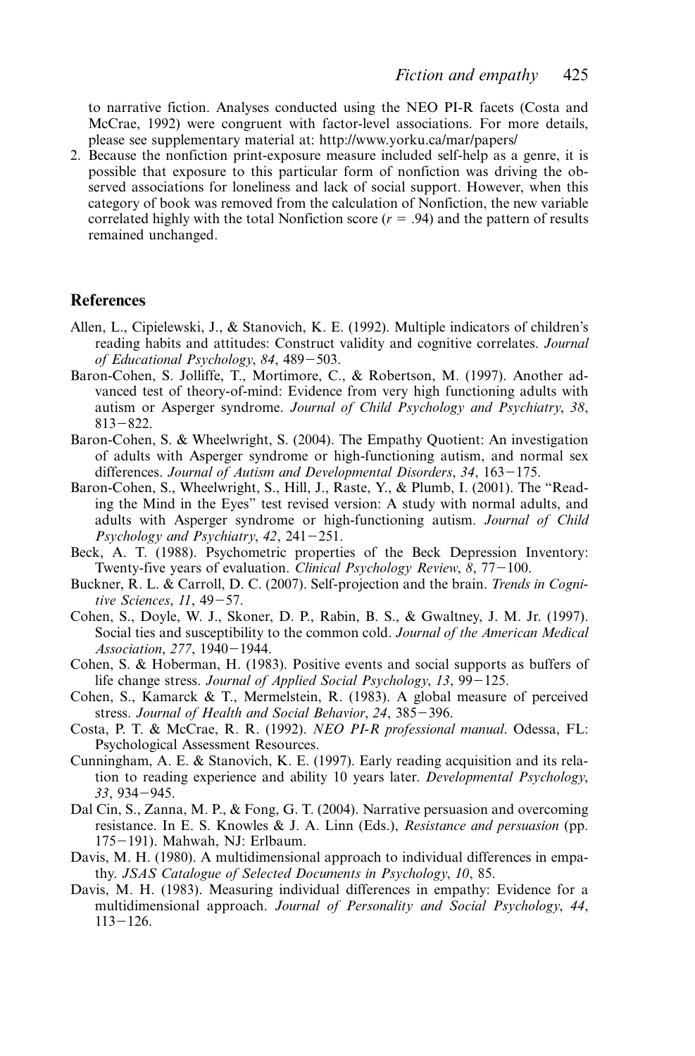to narrative fiction. Analyses conducted using the NEO PI-R facets (Costa and McCrae, 1992) were congruent with factor-level associations. For more details, please see supplementary material at: http://www.yorku.ca/mar/papers/

2. Because the nonfiction print-exposure measure included self-help as a genre, it is possible that exposure to this particular form of nonfiction was driving the observed associations for loneliness and lack of social support. However, when this category of book was removed from the calculation of Nonfiction, the new variable correlated highly with the total Nonfiction score ($r$ = .94) and the pattern of results remained unchanged.

## References

Allen, L., Cipielewski, J., & Stanovich, K. E. (1992). Multiple indicators of children's reading habits and attitudes: Construct validity and cognitive correlates. *Journal of Educational Psychology*, *84*, 489−503.

Baron-Cohen, S. Jolliffe, T., Mortimore, C., & Robertson, M. (1997). Another advanced test of theory-of-mind: Evidence from very high functioning adults with autism or Asperger syndrome. *Journal of Child Psychology and Psychiatry*, *38*, 813−822.

Baron-Cohen, S. & Wheelwright, S. (2004). The Empathy Quotient: An investigation of adults with Asperger syndrome or high-functioning autism, and normal sex differences. *Journal of Autism and Developmental Disorders*, *34*, 163−175.

Baron-Cohen, S., Wheelwright, S., Hill, J., Raste, Y., & Plumb, I. (2001). The "Reading the Mind in the Eyes" test revised version: A study with normal adults, and adults with Asperger syndrome or high-functioning autism. *Journal of Child Psychology and Psychiatry*, *42*, 241−251.

Beck, A. T. (1988). Psychometric properties of the Beck Depression Inventory: Twenty-five years of evaluation. *Clinical Psychology Review*, *8*, 77−100.

Buckner, R. L. & Carroll, D. C. (2007). Self-projection and the brain. *Trends in Cognitive Sciences*, *11*, 49−57.

Cohen, S., Doyle, W. J., Skoner, D. P., Rabin, B. S., & Gwaltney, J. M. Jr. (1997). Social ties and susceptibility to the common cold. *Journal of the American Medical Association*, *277*, 1940−1944.

Cohen, S. & Hoberman, H. (1983). Positive events and social supports as buffers of life change stress. *Journal of Applied Social Psychology*, *13*, 99−125.

Cohen, S., Kamarck & T., Mermelstein, R. (1983). A global measure of perceived stress. *Journal of Health and Social Behavior*, *24*, 385−396.

Costa, P. T. & McCrae, R. R. (1992). *NEO PI-R professional manual*. Odessa, FL: Psychological Assessment Resources.

Cunningham, A. E. & Stanovich, K. E. (1997). Early reading acquisition and its relation to reading experience and ability 10 years later. *Developmental Psychology*, *33*, 934−945.

Dal Cin, S., Zanna, M. P., & Fong, G. T. (2004). Narrative persuasion and overcoming resistance. In E. S. Knowles & J. A. Linn (Eds.), *Resistance and persuasion* (pp. 175−191). Mahwah, NJ: Erlbaum.

Davis, M. H. (1980). A multidimensional approach to individual differences in empathy. *JSAS Catalogue of Selected Documents in Psychology*, *10*, 85.

Davis, M. H. (1983). Measuring individual differences in empathy: Evidence for a multidimensional approach. *Journal of Personality and Social Psychology*, *44*, 113−126.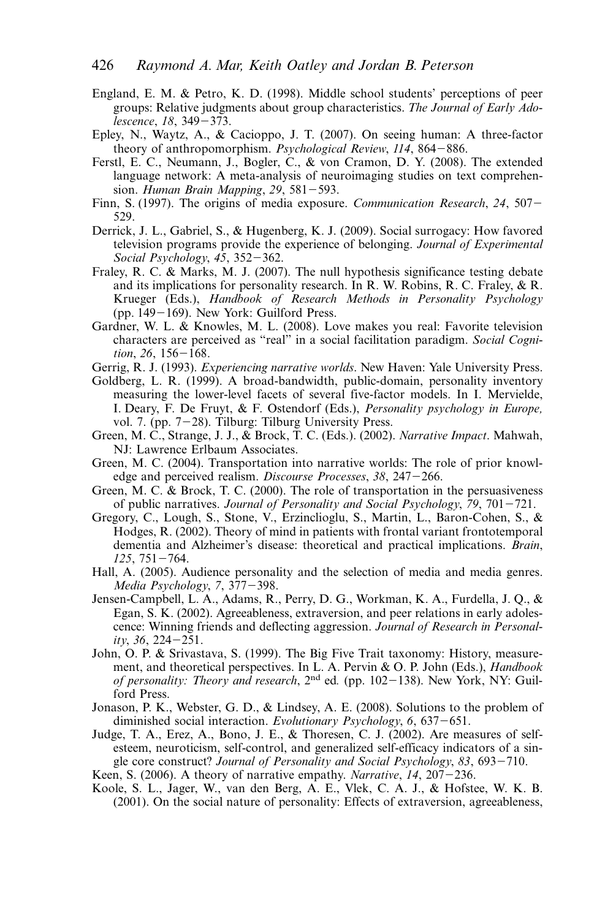England, E. M. & Petro, K. D. (1998). Middle school students' perceptions of peer groups: Relative judgments about group characteristics. *The Journal of Early Adolescence*, *18*, 349–373.

Epley, N., Waytz, A., & Cacioppo, J. T. (2007). On seeing human: A three-factor theory of anthropomorphism. *Psychological Review*, *114*, 864–886.

Ferstl, E. C., Neumann, J., Bogler, C., & von Cramon, D. Y. (2008). The extended language network: A meta-analysis of neuroimaging studies on text comprehension. *Human Brain Mapping*, *29*, 581–593.

Finn, S. (1997). The origins of media exposure. *Communication Research*, *24*, 507–529.

Derrick, J. L., Gabriel, S., & Hugenberg, K. J. (2009). Social surrogacy: How favored television programs provide the experience of belonging. *Journal of Experimental Social Psychology*, *45*, 352–362.

Fraley, R. C. & Marks, M. J. (2007). The null hypothesis significance testing debate and its implications for personality research. In R. W. Robins, R. C. Fraley, & R. Krueger (Eds.), *Handbook of Research Methods in Personality Psychology* (pp. 149–169). New York: Guilford Press.

Gardner, W. L. & Knowles, M. L. (2008). Love makes you real: Favorite television characters are perceived as "real" in a social facilitation paradigm. *Social Cognition*, *26*, 156–168.

Gerrig, R. J. (1993). *Experiencing narrative worlds*. New Haven: Yale University Press.

Goldberg, L. R. (1999). A broad-bandwidth, public-domain, personality inventory measuring the lower-level facets of several five-factor models. In I. Mervielde, I. Deary, F. De Fruyt, & F. Ostendorf (Eds.), *Personality psychology in Europe,* vol. 7. (pp. 7–28). Tilburg: Tilburg University Press.

Green, M. C., Strange, J. J., & Brock, T. C. (Eds.). (2002). *Narrative Impact*. Mahwah, NJ: Lawrence Erlbaum Associates.

Green, M. C. (2004). Transportation into narrative worlds: The role of prior knowledge and perceived realism. *Discourse Processes*, *38*, 247–266.

Green, M. C. & Brock, T. C. (2000). The role of transportation in the persuasiveness of public narratives. *Journal of Personality and Social Psychology*, *79*, 701–721.

Gregory, C., Lough, S., Stone, V., Erzinclioglu, S., Martin, L., Baron-Cohen, S., & Hodges, R. (2002). Theory of mind in patients with frontal variant frontotemporal dementia and Alzheimer's disease: theoretical and practical implications. *Brain*, *125*, 751–764.

Hall, A. (2005). Audience personality and the selection of media and media genres. *Media Psychology*, *7*, 377–398.

Jensen-Campbell, L. A., Adams, R., Perry, D. G., Workman, K. A., Furdella, J. Q., & Egan, S. K. (2002). Agreeableness, extraversion, and peer relations in early adolescence: Winning friends and deflecting aggression. *Journal of Research in Personality*, *36*, 224–251.

John, O. P. & Srivastava, S. (1999). The Big Five Trait taxonomy: History, measurement, and theoretical perspectives. In L. A. Pervin & O. P. John (Eds.), *Handbook of personality: Theory and research*, 2nd ed. (pp. 102–138). New York, NY: Guilford Press.

Jonason, P. K., Webster, G. D., & Lindsey, A. E. (2008). Solutions to the problem of diminished social interaction. *Evolutionary Psychology*, *6*, 637–651.

Judge, T. A., Erez, A., Bono, J. E., & Thoresen, C. J. (2002). Are measures of self-esteem, neuroticism, self-control, and generalized self-efficacy indicators of a single core construct? *Journal of Personality and Social Psychology*, *83*, 693–710.

Keen, S. (2006). A theory of narrative empathy. *Narrative*, *14*, 207–236.

Koole, S. L., Jager, W., van den Berg, A. E., Vlek, C. A. J., & Hofstee, W. K. B. (2001). On the social nature of personality: Effects of extraversion, agreeableness,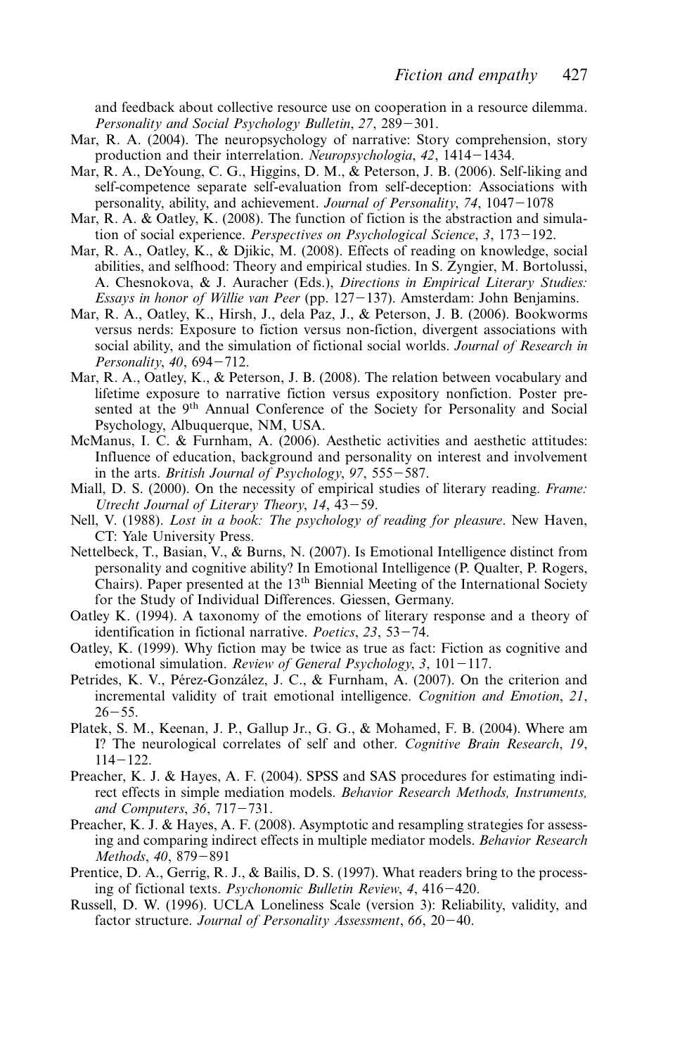and feedback about collective resource use on cooperation in a resource dilemma. *Personality and Social Psychology Bulletin*, *27*, 289−301.

Mar, R. A. (2004). The neuropsychology of narrative: Story comprehension, story production and their interrelation. *Neuropsychologia*, *42*, 1414−1434.

Mar, R. A., DeYoung, C. G., Higgins, D. M., & Peterson, J. B. (2006). Self-liking and self-competence separate self-evaluation from self-deception: Associations with personality, ability, and achievement. *Journal of Personality*, *74*, 1047−1078

Mar, R. A. & Oatley, K. (2008). The function of fiction is the abstraction and simulation of social experience. *Perspectives on Psychological Science*, *3*, 173−192.

Mar, R. A., Oatley, K., & Djikic, M. (2008). Effects of reading on knowledge, social abilities, and selfhood: Theory and empirical studies. In S. Zyngier, M. Bortolussi, A. Chesnokova, & J. Auracher (Eds.), *Directions in Empirical Literary Studies: Essays in honor of Willie van Peer* (pp. 127−137). Amsterdam: John Benjamins.

Mar, R. A., Oatley, K., Hirsh, J., dela Paz, J., & Peterson, J. B. (2006). Bookworms versus nerds: Exposure to fiction versus non-fiction, divergent associations with social ability, and the simulation of fictional social worlds. *Journal of Research in Personality*, *40*, 694−712.

Mar, R. A., Oatley, K., & Peterson, J. B. (2008). The relation between vocabulary and lifetime exposure to narrative fiction versus expository nonfiction. Poster presented at the 9th Annual Conference of the Society for Personality and Social Psychology, Albuquerque, NM, USA.

McManus, I. C. & Furnham, A. (2006). Aesthetic activities and aesthetic attitudes: Influence of education, background and personality on interest and involvement in the arts. *British Journal of Psychology*, *97*, 555−587.

Miall, D. S. (2000). On the necessity of empirical studies of literary reading. *Frame: Utrecht Journal of Literary Theory*, *14*, 43−59.

Nell, V. (1988). *Lost in a book: The psychology of reading for pleasure*. New Haven, CT: Yale University Press.

Nettelbeck, T., Basian, V., & Burns, N. (2007). Is Emotional Intelligence distinct from personality and cognitive ability? In Emotional Intelligence (P. Qualter, P. Rogers, Chairs). Paper presented at the 13th Biennial Meeting of the International Society for the Study of Individual Differences. Giessen, Germany.

Oatley K. (1994). A taxonomy of the emotions of literary response and a theory of identification in fictional narrative. *Poetics*, *23*, 53−74.

Oatley, K. (1999). Why fiction may be twice as true as fact: Fiction as cognitive and emotional simulation. *Review of General Psychology*, *3*, 101−117.

Petrides, K. V., Pérez-González, J. C., & Furnham, A. (2007). On the criterion and incremental validity of trait emotional intelligence. *Cognition and Emotion*, *21*, 26−55.

Platek, S. M., Keenan, J. P., Gallup Jr., G. G., & Mohamed, F. B. (2004). Where am I? The neurological correlates of self and other. *Cognitive Brain Research*, *19*, 114−122.

Preacher, K. J. & Hayes, A. F. (2004). SPSS and SAS procedures for estimating indirect effects in simple mediation models. *Behavior Research Methods, Instruments, and Computers*, *36*, 717−731.

Preacher, K. J. & Hayes, A. F. (2008). Asymptotic and resampling strategies for assessing and comparing indirect effects in multiple mediator models. *Behavior Research Methods*, *40*, 879−891

Prentice, D. A., Gerrig, R. J., & Bailis, D. S. (1997). What readers bring to the processing of fictional texts. *Psychonomic Bulletin Review*, *4*, 416−420.

Russell, D. W. (1996). UCLA Loneliness Scale (version 3): Reliability, validity, and factor structure. *Journal of Personality Assessment*, *66*, 20−40.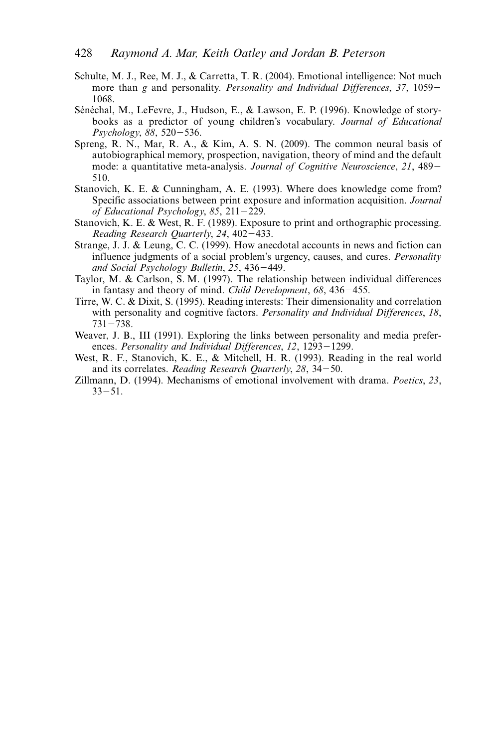Schulte, M. J., Ree, M. J., & Carretta, T. R. (2004). Emotional intelligence: Not much more than *g* and personality. *Personality and Individual Differences*, *37*, 1059−1068.

Sénéchal, M., LeFevre, J., Hudson, E., & Lawson, E. P. (1996). Knowledge of storybooks as a predictor of young children's vocabulary. *Journal of Educational Psychology*, *88*, 520−536.

Spreng, R. N., Mar, R. A., & Kim, A. S. N. (2009). The common neural basis of autobiographical memory, prospection, navigation, theory of mind and the default mode: a quantitative meta-analysis. *Journal of Cognitive Neuroscience*, *21*, 489−510.

Stanovich, K. E. & Cunningham, A. E. (1993). Where does knowledge come from? Specific associations between print exposure and information acquisition. *Journal of Educational Psychology*, *85*, 211−229.

Stanovich, K. E. & West, R. F. (1989). Exposure to print and orthographic processing. *Reading Research Quarterly*, *24*, 402−433.

Strange, J. J. & Leung, C. C. (1999). How anecdotal accounts in news and fiction can influence judgments of a social problem's urgency, causes, and cures. *Personality and Social Psychology Bulletin*, *25*, 436−449.

Taylor, M. & Carlson, S. M. (1997). The relationship between individual differences in fantasy and theory of mind. *Child Development*, *68*, 436−455.

Tirre, W. C. & Dixit, S. (1995). Reading interests: Their dimensionality and correlation with personality and cognitive factors. *Personality and Individual Differences*, *18*, 731−738.

Weaver, J. B., III (1991). Exploring the links between personality and media preferences. *Personality and Individual Differences*, *12*, 1293−1299.

West, R. F., Stanovich, K. E., & Mitchell, H. R. (1993). Reading in the real world and its correlates. *Reading Research Quarterly*, *28*, 34−50.

Zillmann, D. (1994). Mechanisms of emotional involvement with drama. *Poetics*, *23*, 33−51.